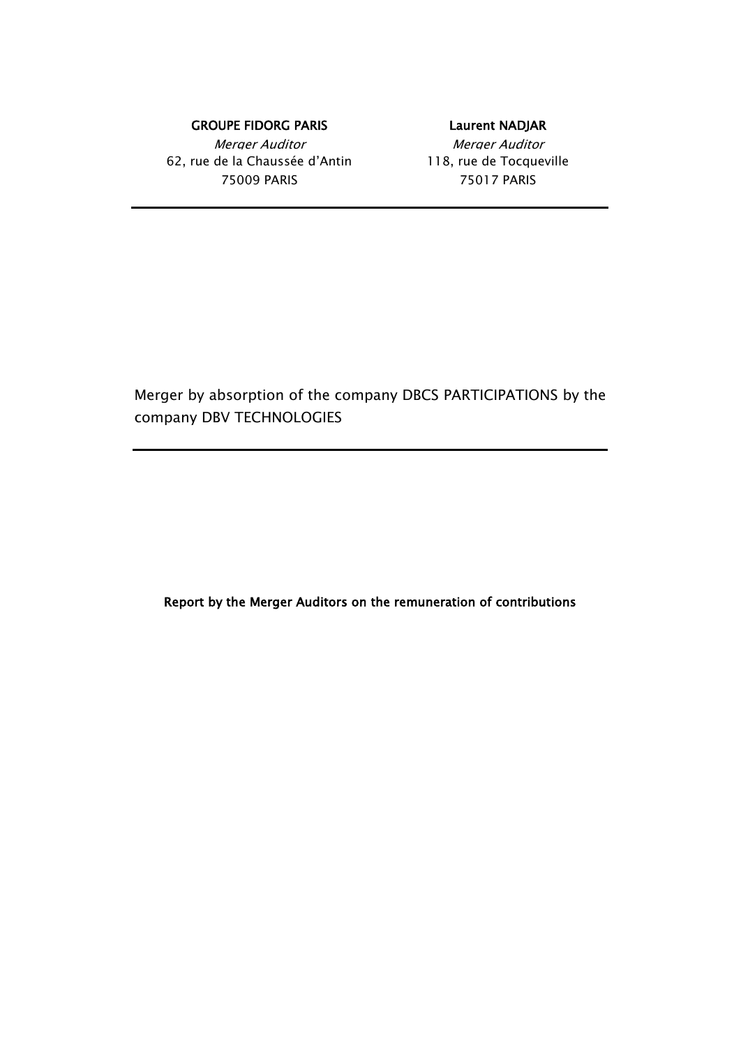**GROUPE FIDORG PARIS**

*Merger Auditor*

62, rue de la Chaussée d'Antin

75009 PARIS

**Laurent NADJAR**

*Merger Auditor*

118, rue de Tocqueville

75017 PARIS

---

Merger by absorption of the company DBCS PARTICIPATIONS by the company DBV TECHNOLOGIES

---

**Report by the Merger Auditors on the remuneration of contributions**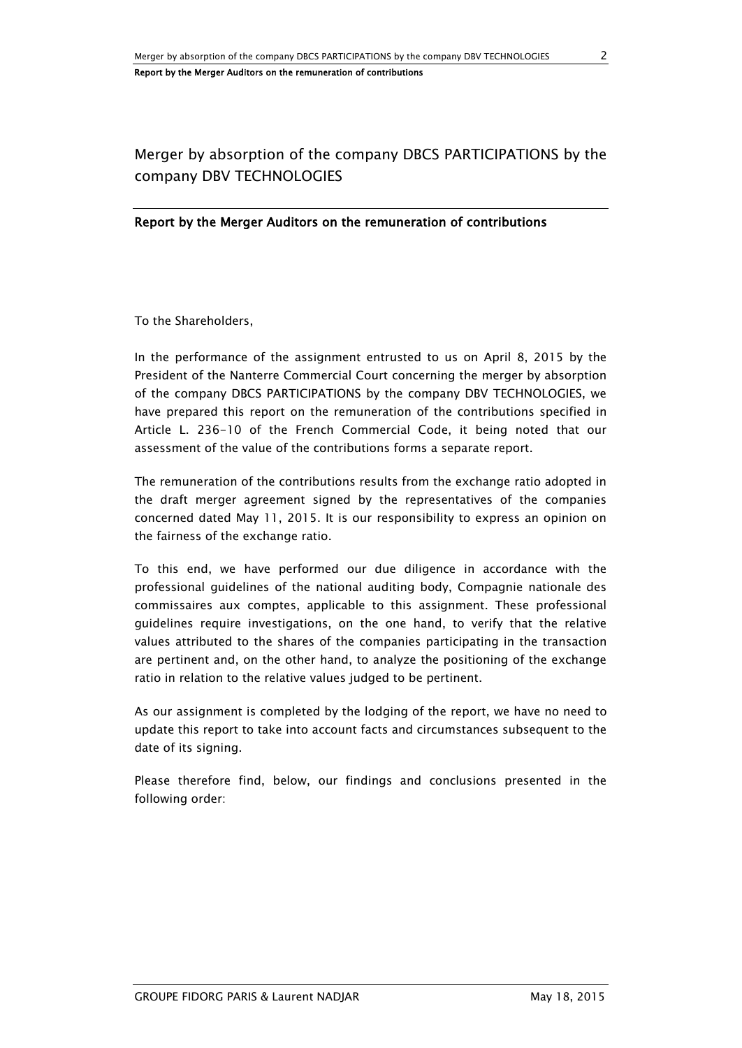# Merger by absorption of the company DBCS PARTICIPATIONS by the company DBV TECHNOLOGIES

## Report by the Merger Auditors on the remuneration of contributions

To the Shareholders,

In the performance of the assignment entrusted to us on April 8, 2015 by the President of the Nanterre Commercial Court concerning the merger by absorption of the company DBCS PARTICIPATIONS by the company DBV TECHNOLOGIES, we have prepared this report on the remuneration of the contributions specified in Article L. 236-10 of the French Commercial Code, it being noted that our assessment of the value of the contributions forms a separate report.

The remuneration of the contributions results from the exchange ratio adopted in the draft merger agreement signed by the representatives of the companies concerned dated May 11, 2015. It is our responsibility to express an opinion on the fairness of the exchange ratio.

To this end, we have performed our due diligence in accordance with the professional guidelines of the national auditing body, Compagnie nationale des commissaires aux comptes, applicable to this assignment. These professional guidelines require investigations, on the one hand, to verify that the relative values attributed to the shares of the companies participating in the transaction are pertinent and, on the other hand, to analyze the positioning of the exchange ratio in relation to the relative values judged to be pertinent.

As our assignment is completed by the lodging of the report, we have no need to update this report to take into account facts and circumstances subsequent to the date of its signing.

Please therefore find, below, our findings and conclusions presented in the following order: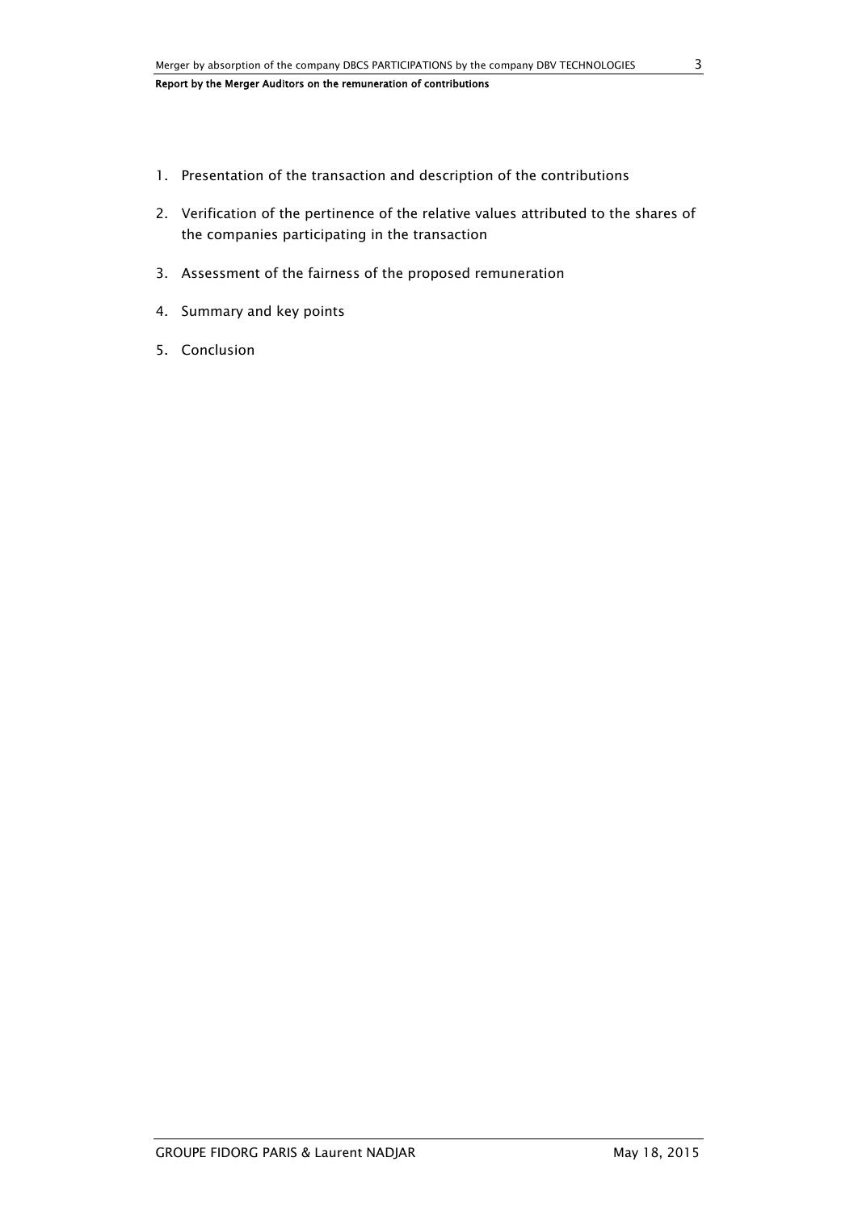1. Presentation of the transaction and description of the contributions
2. Verification of the pertinence of the relative values attributed to the shares of the companies participating in the transaction
3. Assessment of the fairness of the proposed remuneration
4. Summary and key points
5. Conclusion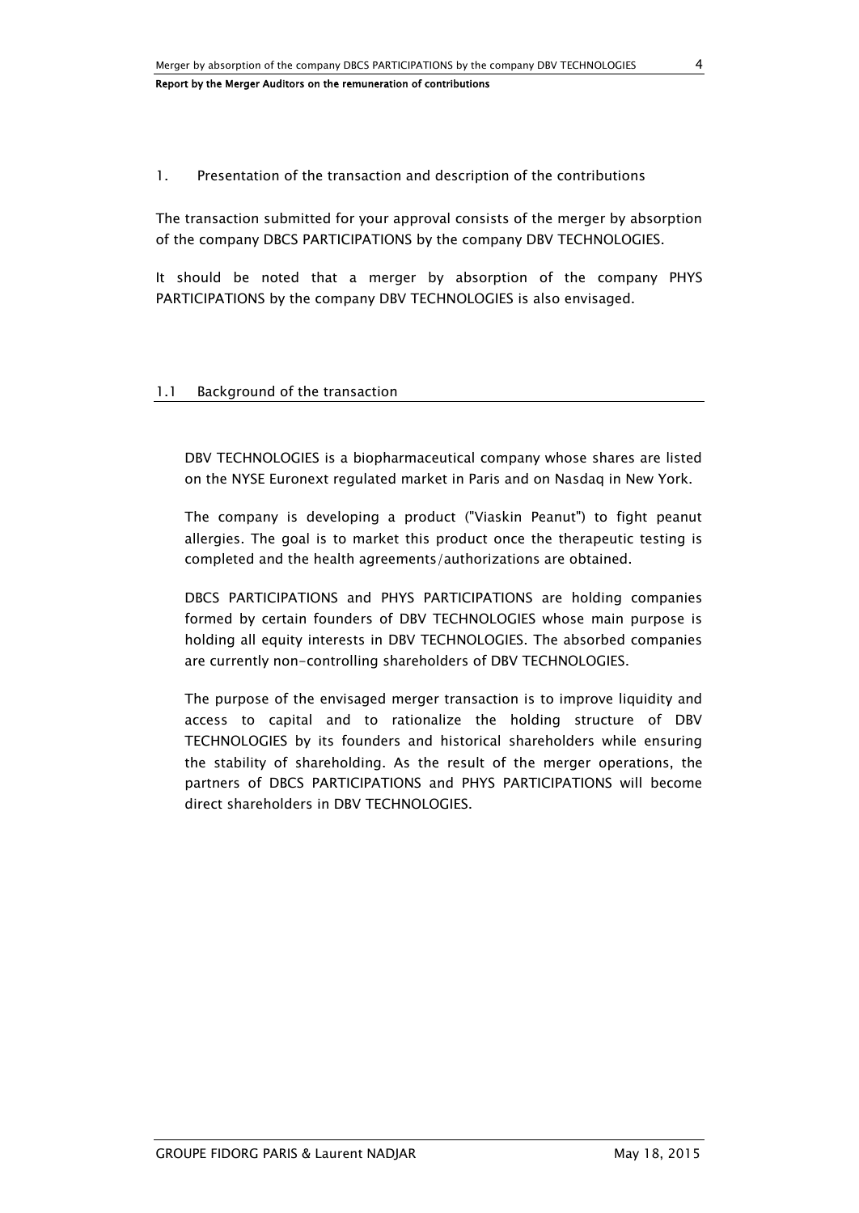## 1. Presentation of the transaction and description of the contributions

The transaction submitted for your approval consists of the merger by absorption of the company DBCS PARTICIPATIONS by the company DBV TECHNOLOGIES.

It should be noted that a merger by absorption of the company PHYS PARTICIPATIONS by the company DBV TECHNOLOGIES is also envisaged.

### 1.1 Background of the transaction

DBV TECHNOLOGIES is a biopharmaceutical company whose shares are listed on the NYSE Euronext regulated market in Paris and on Nasdaq in New York.

The company is developing a product ("Viaskin Peanut") to fight peanut allergies. The goal is to market this product once the therapeutic testing is completed and the health agreements/authorizations are obtained.

DBCS PARTICIPATIONS and PHYS PARTICIPATIONS are holding companies formed by certain founders of DBV TECHNOLOGIES whose main purpose is holding all equity interests in DBV TECHNOLOGIES. The absorbed companies are currently non-controlling shareholders of DBV TECHNOLOGIES.

The purpose of the envisaged merger transaction is to improve liquidity and access to capital and to rationalize the holding structure of DBV TECHNOLOGIES by its founders and historical shareholders while ensuring the stability of shareholding. As the result of the merger operations, the partners of DBCS PARTICIPATIONS and PHYS PARTICIPATIONS will become direct shareholders in DBV TECHNOLOGIES.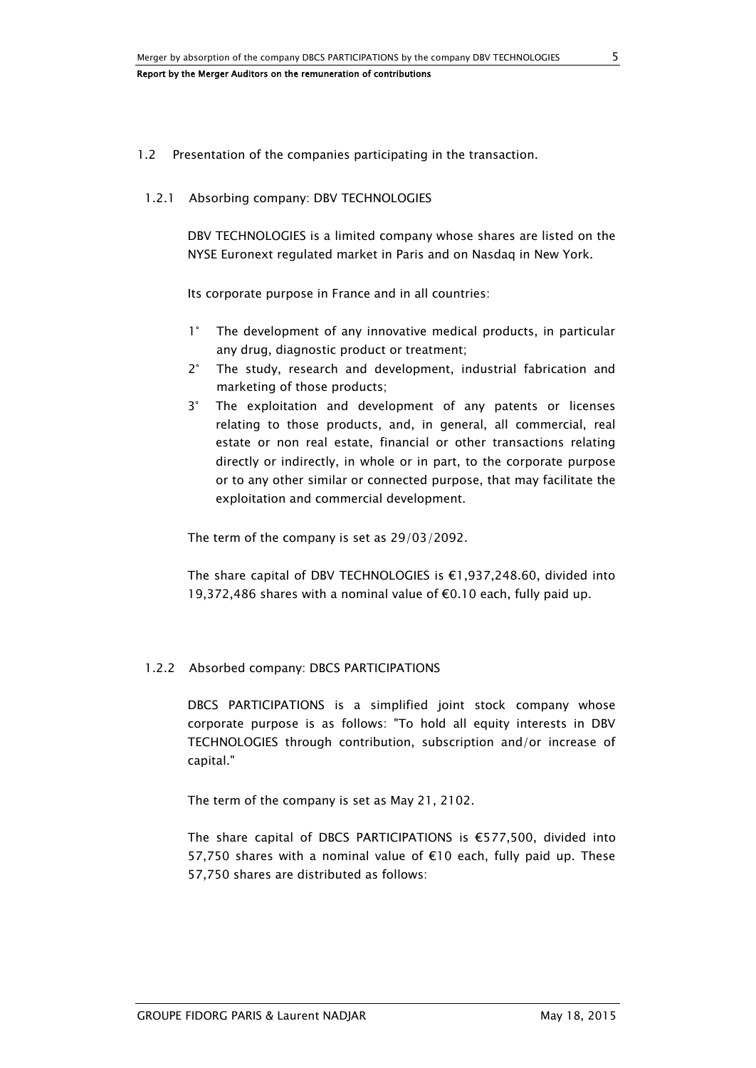## 1.2 Presentation of the companies participating in the transaction.

### 1.2.1 Absorbing company: DBV TECHNOLOGIES

DBV TECHNOLOGIES is a limited company whose shares are listed on the NYSE Euronext regulated market in Paris and on Nasdaq in New York.

Its corporate purpose in France and in all countries:

1° The development of any innovative medical products, in particular any drug, diagnostic product or treatment;

2° The study, research and development, industrial fabrication and marketing of those products;

3° The exploitation and development of any patents or licenses relating to those products, and, in general, all commercial, real estate or non real estate, financial or other transactions relating directly or indirectly, in whole or in part, to the corporate purpose or to any other similar or connected purpose, that may facilitate the exploitation and commercial development.

The term of the company is set as 29/03/2092.

The share capital of DBV TECHNOLOGIES is €1,937,248.60, divided into 19,372,486 shares with a nominal value of €0.10 each, fully paid up.

### 1.2.2 Absorbed company: DBCS PARTICIPATIONS

DBCS PARTICIPATIONS is a simplified joint stock company whose corporate purpose is as follows: "To hold all equity interests in DBV TECHNOLOGIES through contribution, subscription and/or increase of capital."

The term of the company is set as May 21, 2102.

The share capital of DBCS PARTICIPATIONS is €577,500, divided into 57,750 shares with a nominal value of €10 each, fully paid up. These 57,750 shares are distributed as follows: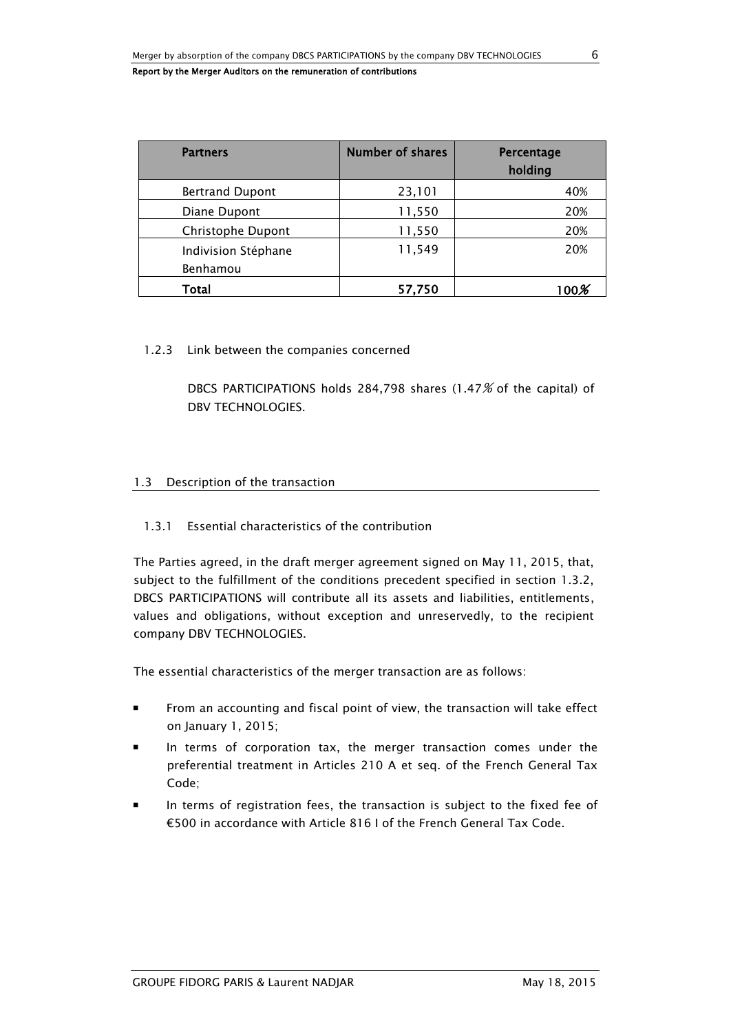| Partners | Number of shares | Percentage holding |
|---|---|---|
| Bertrand Dupont | 23,101 | 40% |
| Diane Dupont | 11,550 | 20% |
| Christophe Dupont | 11,550 | 20% |
| Indivision Stéphane Benhamou | 11,549 | 20% |
| **Total** | **57,750** | **100%** |

### 1.2.3 Link between the companies concerned

DBCS PARTICIPATIONS holds 284,798 shares (1.47% of the capital) of DBV TECHNOLOGIES.

## 1.3 Description of the transaction

### 1.3.1 Essential characteristics of the contribution

The Parties agreed, in the draft merger agreement signed on May 11, 2015, that, subject to the fulfillment of the conditions precedent specified in section 1.3.2, DBCS PARTICIPATIONS will contribute all its assets and liabilities, entitlements, values and obligations, without exception and unreservedly, to the recipient company DBV TECHNOLOGIES.

The essential characteristics of the merger transaction are as follows:

- From an accounting and fiscal point of view, the transaction will take effect on January 1, 2015;
- In terms of corporation tax, the merger transaction comes under the preferential treatment in Articles 210 A et seq. of the French General Tax Code;
- In terms of registration fees, the transaction is subject to the fixed fee of €500 in accordance with Article 816 I of the French General Tax Code.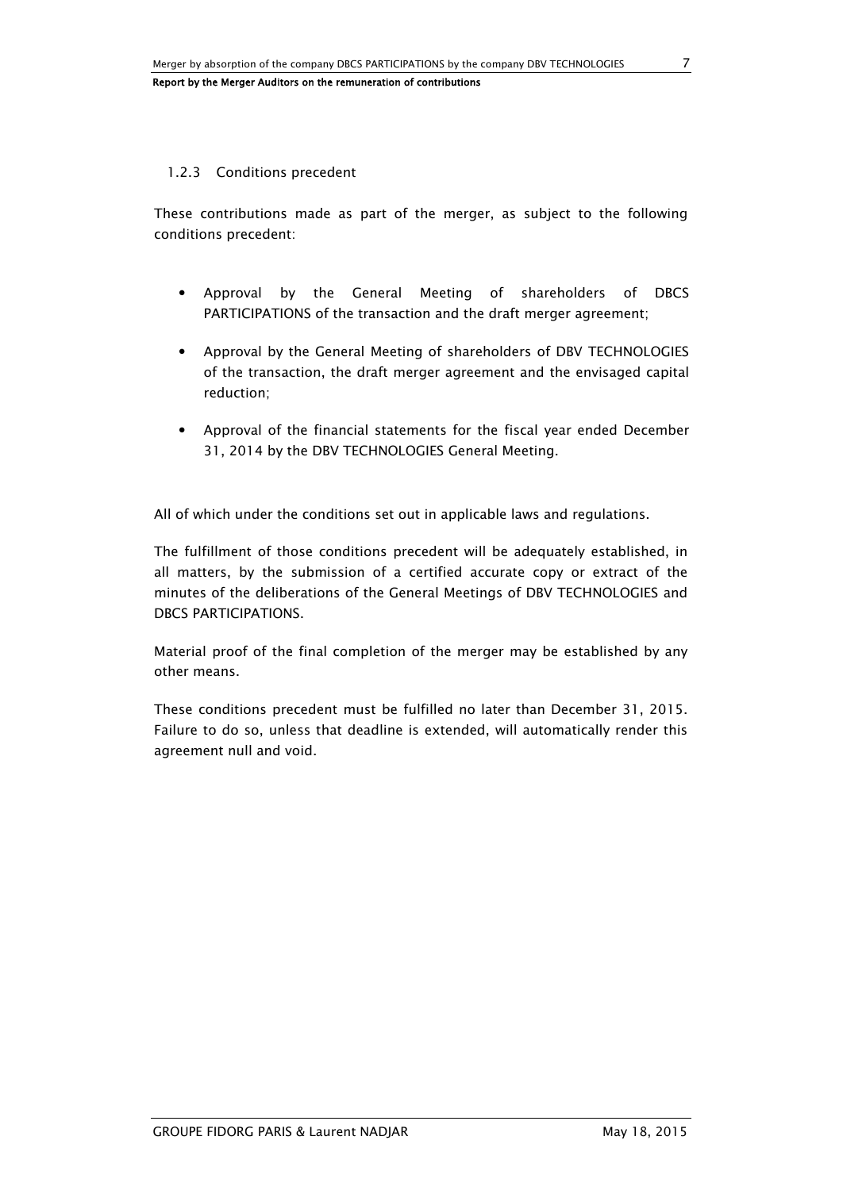### 1.2.3 Conditions precedent

These contributions made as part of the merger, as subject to the following conditions precedent:

- Approval by the General Meeting of shareholders of DBCS PARTICIPATIONS of the transaction and the draft merger agreement;
- Approval by the General Meeting of shareholders of DBV TECHNOLOGIES of the transaction, the draft merger agreement and the envisaged capital reduction;
- Approval of the financial statements for the fiscal year ended December 31, 2014 by the DBV TECHNOLOGIES General Meeting.

All of which under the conditions set out in applicable laws and regulations.

The fulfillment of those conditions precedent will be adequately established, in all matters, by the submission of a certified accurate copy or extract of the minutes of the deliberations of the General Meetings of DBV TECHNOLOGIES and DBCS PARTICIPATIONS.

Material proof of the final completion of the merger may be established by any other means.

These conditions precedent must be fulfilled no later than December 31, 2015. Failure to do so, unless that deadline is extended, will automatically render this agreement null and void.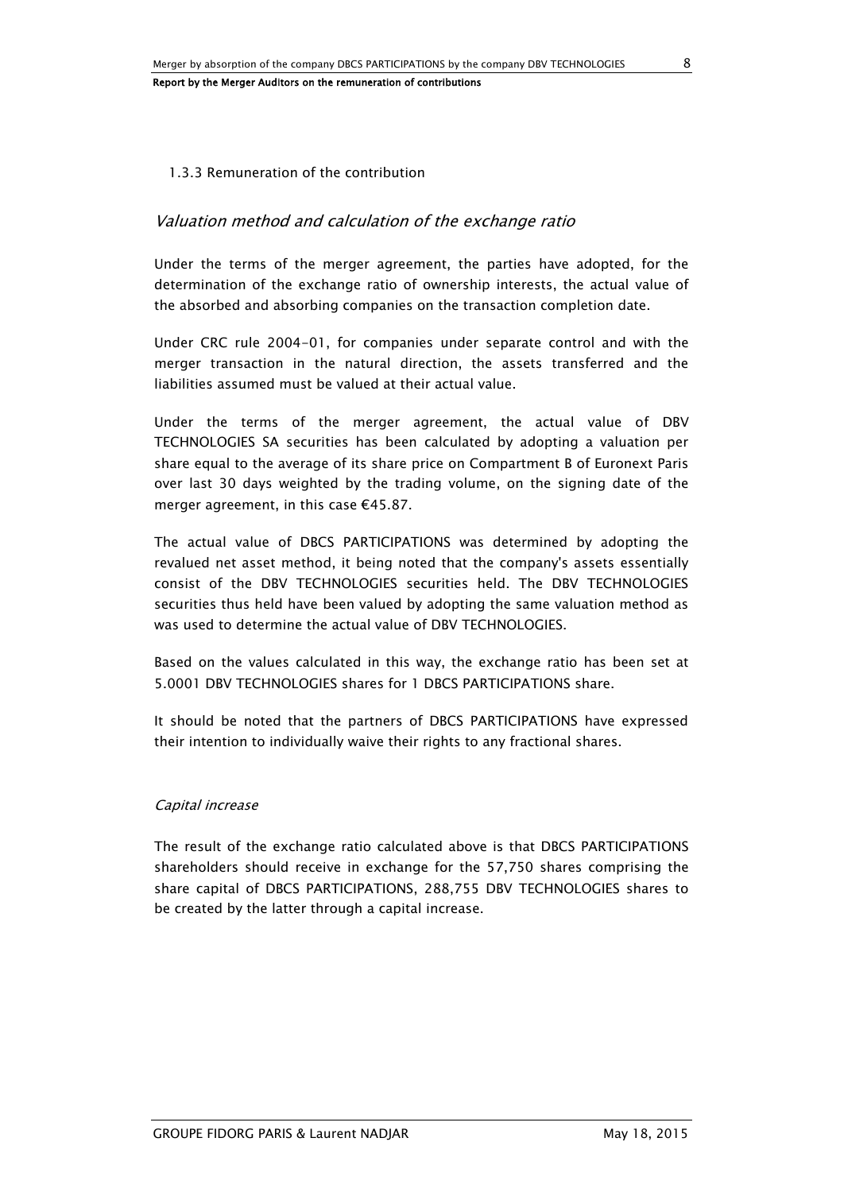### 1.3.3 Remuneration of the contribution

#### *Valuation method and calculation of the exchange ratio*

Under the terms of the merger agreement, the parties have adopted, for the determination of the exchange ratio of ownership interests, the actual value of the absorbed and absorbing companies on the transaction completion date.

Under CRC rule 2004-01, for companies under separate control and with the merger transaction in the natural direction, the assets transferred and the liabilities assumed must be valued at their actual value.

Under the terms of the merger agreement, the actual value of DBV TECHNOLOGIES SA securities has been calculated by adopting a valuation per share equal to the average of its share price on Compartment B of Euronext Paris over last 30 days weighted by the trading volume, on the signing date of the merger agreement, in this case €45.87.

The actual value of DBCS PARTICIPATIONS was determined by adopting the revalued net asset method, it being noted that the company's assets essentially consist of the DBV TECHNOLOGIES securities held. The DBV TECHNOLOGIES securities thus held have been valued by adopting the same valuation method as was used to determine the actual value of DBV TECHNOLOGIES.

Based on the values calculated in this way, the exchange ratio has been set at 5.0001 DBV TECHNOLOGIES shares for 1 DBCS PARTICIPATIONS share.

It should be noted that the partners of DBCS PARTICIPATIONS have expressed their intention to individually waive their rights to any fractional shares.

*Capital increase*

The result of the exchange ratio calculated above is that DBCS PARTICIPATIONS shareholders should receive in exchange for the 57,750 shares comprising the share capital of DBCS PARTICIPATIONS, 288,755 DBV TECHNOLOGIES shares to be created by the latter through a capital increase.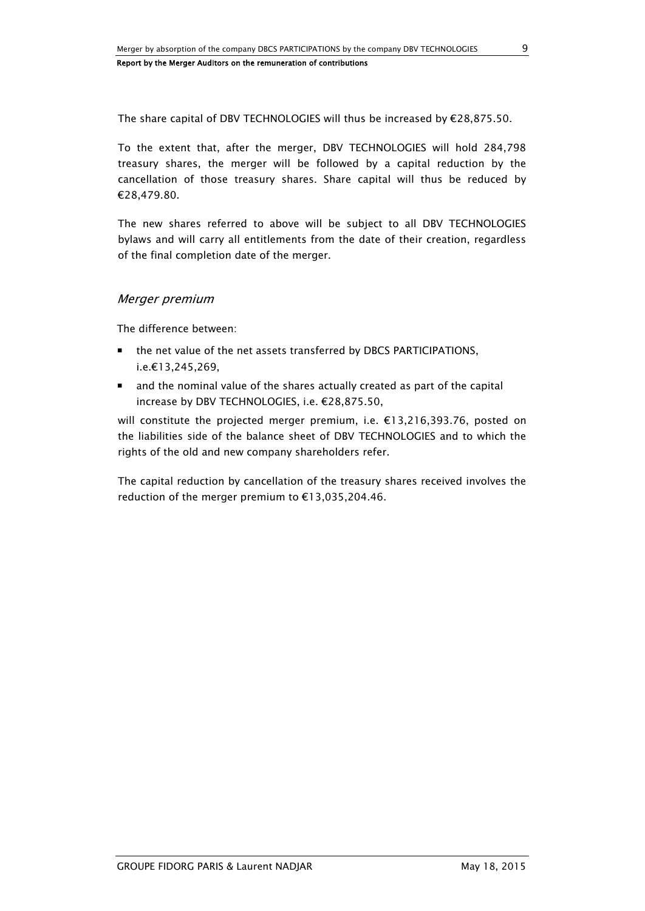The share capital of DBV TECHNOLOGIES will thus be increased by €28,875.50.

To the extent that, after the merger, DBV TECHNOLOGIES will hold 284,798 treasury shares, the merger will be followed by a capital reduction by the cancellation of those treasury shares. Share capital will thus be reduced by €28,479.80.

The new shares referred to above will be subject to all DBV TECHNOLOGIES bylaws and will carry all entitlements from the date of their creation, regardless of the final completion date of the merger.

### *Merger premium*

The difference between:

- the net value of the net assets transferred by DBCS PARTICIPATIONS, i.e.€13,245,269,
- and the nominal value of the shares actually created as part of the capital increase by DBV TECHNOLOGIES, i.e. €28,875.50,

will constitute the projected merger premium, i.e. €13,216,393.76, posted on the liabilities side of the balance sheet of DBV TECHNOLOGIES and to which the rights of the old and new company shareholders refer.

The capital reduction by cancellation of the treasury shares received involves the reduction of the merger premium to €13,035,204.46.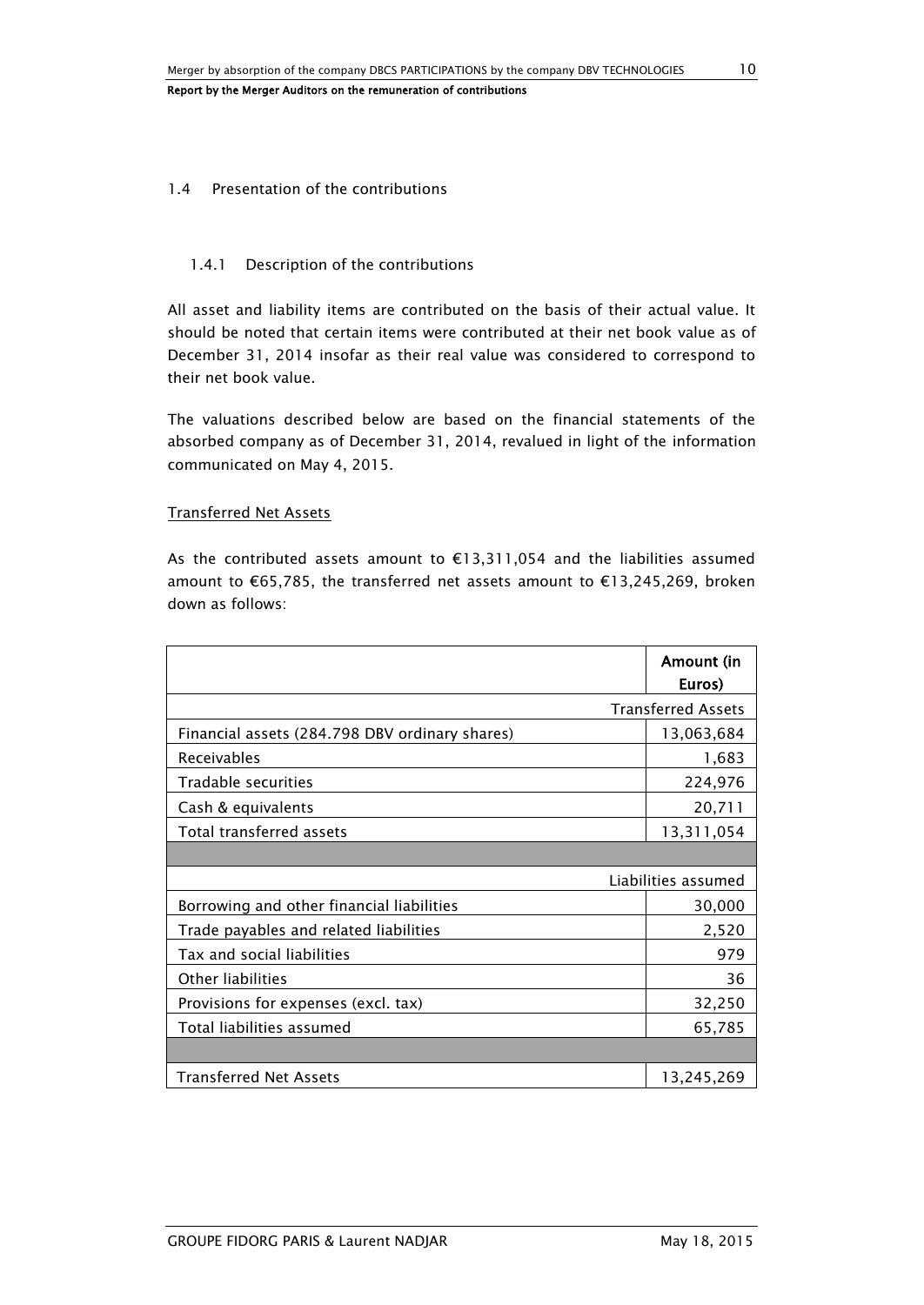## 1.4 Presentation of the contributions

### 1.4.1 Description of the contributions

All asset and liability items are contributed on the basis of their actual value. It should be noted that certain items were contributed at their net book value as of December 31, 2014 insofar as their real value was considered to correspond to their net book value.

The valuations described below are based on the financial statements of the absorbed company as of December 31, 2014, revalued in light of the information communicated on May 4, 2015.

Transferred Net Assets

As the contributed assets amount to €13,311,054 and the liabilities assumed amount to €65,785, the transferred net assets amount to €13,245,269, broken down as follows:

| | **Amount (in Euros)** |
|---|---|
| | Transferred Assets |
| Financial assets (284.798 DBV ordinary shares) | 13,063,684 |
| Receivables | 1,683 |
| Tradable securities | 224,976 |
| Cash & equivalents | 20,711 |
| Total transferred assets | 13,311,054 |
| | |
| | Liabilities assumed |
| Borrowing and other financial liabilities | 30,000 |
| Trade payables and related liabilities | 2,520 |
| Tax and social liabilities | 979 |
| Other liabilities | 36 |
| Provisions for expenses (excl. tax) | 32,250 |
| Total liabilities assumed | 65,785 |
| | |
| Transferred Net Assets | 13,245,269 |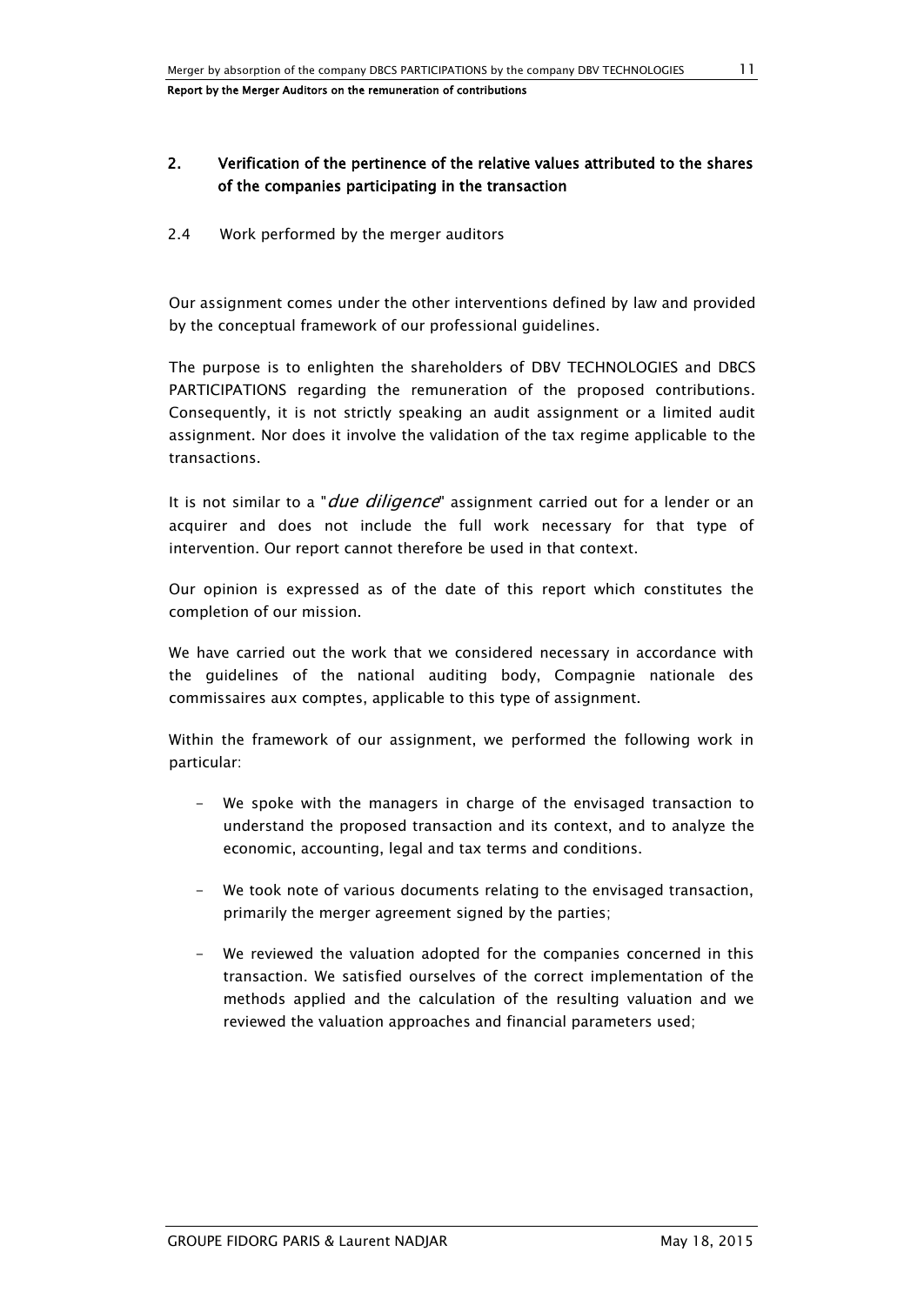## 2. Verification of the pertinence of the relative values attributed to the shares of the companies participating in the transaction

### 2.4 Work performed by the merger auditors

Our assignment comes under the other interventions defined by law and provided by the conceptual framework of our professional guidelines.

The purpose is to enlighten the shareholders of DBV TECHNOLOGIES and DBCS PARTICIPATIONS regarding the remuneration of the proposed contributions. Consequently, it is not strictly speaking an audit assignment or a limited audit assignment. Nor does it involve the validation of the tax regime applicable to the transactions.

It is not similar to a "*due diligence*" assignment carried out for a lender or an acquirer and does not include the full work necessary for that type of intervention. Our report cannot therefore be used in that context.

Our opinion is expressed as of the date of this report which constitutes the completion of our mission.

We have carried out the work that we considered necessary in accordance with the guidelines of the national auditing body, Compagnie nationale des commissaires aux comptes, applicable to this type of assignment.

Within the framework of our assignment, we performed the following work in particular:

- We spoke with the managers in charge of the envisaged transaction to understand the proposed transaction and its context, and to analyze the economic, accounting, legal and tax terms and conditions.
- We took note of various documents relating to the envisaged transaction, primarily the merger agreement signed by the parties;
- We reviewed the valuation adopted for the companies concerned in this transaction. We satisfied ourselves of the correct implementation of the methods applied and the calculation of the resulting valuation and we reviewed the valuation approaches and financial parameters used;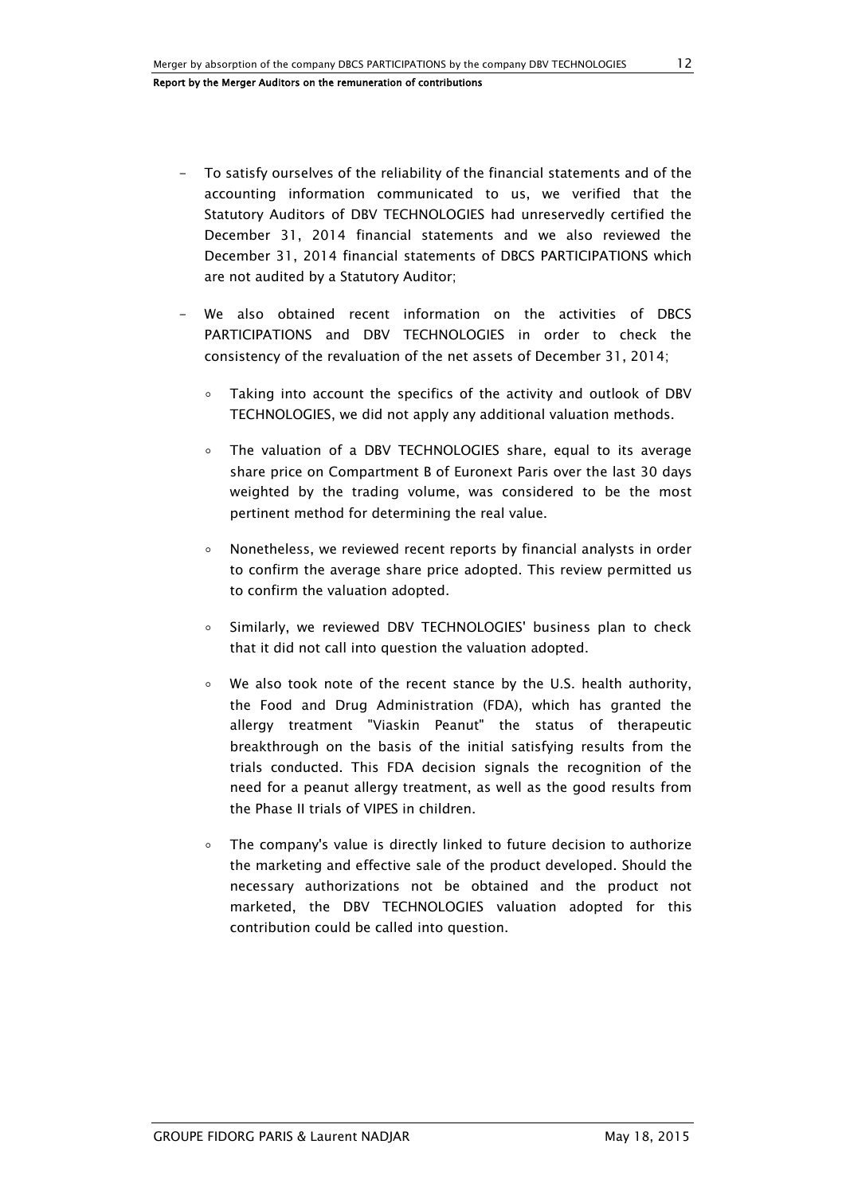- To satisfy ourselves of the reliability of the financial statements and of the accounting information communicated to us, we verified that the Statutory Auditors of DBV TECHNOLOGIES had unreservedly certified the December 31, 2014 financial statements and we also reviewed the December 31, 2014 financial statements of DBCS PARTICIPATIONS which are not audited by a Statutory Auditor;

- We also obtained recent information on the activities of DBCS PARTICIPATIONS and DBV TECHNOLOGIES in order to check the consistency of the revaluation of the net assets of December 31, 2014;

  - Taking into account the specifics of the activity and outlook of DBV TECHNOLOGIES, we did not apply any additional valuation methods.

  - The valuation of a DBV TECHNOLOGIES share, equal to its average share price on Compartment B of Euronext Paris over the last 30 days weighted by the trading volume, was considered to be the most pertinent method for determining the real value.

  - Nonetheless, we reviewed recent reports by financial analysts in order to confirm the average share price adopted. This review permitted us to confirm the valuation adopted.

  - Similarly, we reviewed DBV TECHNOLOGIES' business plan to check that it did not call into question the valuation adopted.

  - We also took note of the recent stance by the U.S. health authority, the Food and Drug Administration (FDA), which has granted the allergy treatment "Viaskin Peanut" the status of therapeutic breakthrough on the basis of the initial satisfying results from the trials conducted. This FDA decision signals the recognition of the need for a peanut allergy treatment, as well as the good results from the Phase II trials of VIPES in children.

  - The company's value is directly linked to future decision to authorize the marketing and effective sale of the product developed. Should the necessary authorizations not be obtained and the product not marketed, the DBV TECHNOLOGIES valuation adopted for this contribution could be called into question.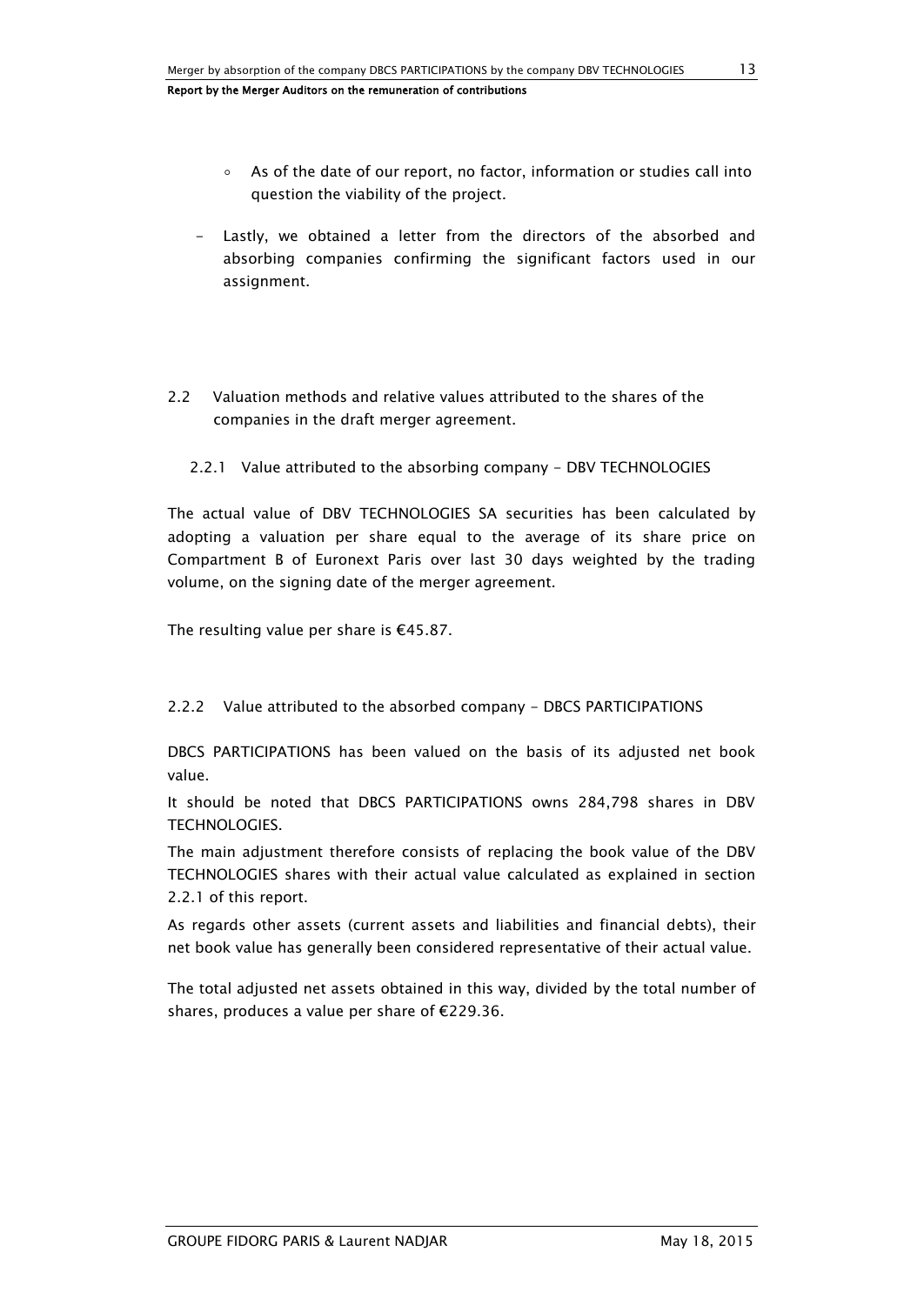- As of the date of our report, no factor, information or studies call into question the viability of the project.

- Lastly, we obtained a letter from the directors of the absorbed and absorbing companies confirming the significant factors used in our assignment.

## 2.2 Valuation methods and relative values attributed to the shares of the companies in the draft merger agreement.

### 2.2.1 Value attributed to the absorbing company - DBV TECHNOLOGIES

The actual value of DBV TECHNOLOGIES SA securities has been calculated by adopting a valuation per share equal to the average of its share price on Compartment B of Euronext Paris over last 30 days weighted by the trading volume, on the signing date of the merger agreement.

The resulting value per share is €45.87.

### 2.2.2 Value attributed to the absorbed company - DBCS PARTICIPATIONS

DBCS PARTICIPATIONS has been valued on the basis of its adjusted net book value.

It should be noted that DBCS PARTICIPATIONS owns 284,798 shares in DBV TECHNOLOGIES.

The main adjustment therefore consists of replacing the book value of the DBV TECHNOLOGIES shares with their actual value calculated as explained in section 2.2.1 of this report.

As regards other assets (current assets and liabilities and financial debts), their net book value has generally been considered representative of their actual value.

The total adjusted net assets obtained in this way, divided by the total number of shares, produces a value per share of €229.36.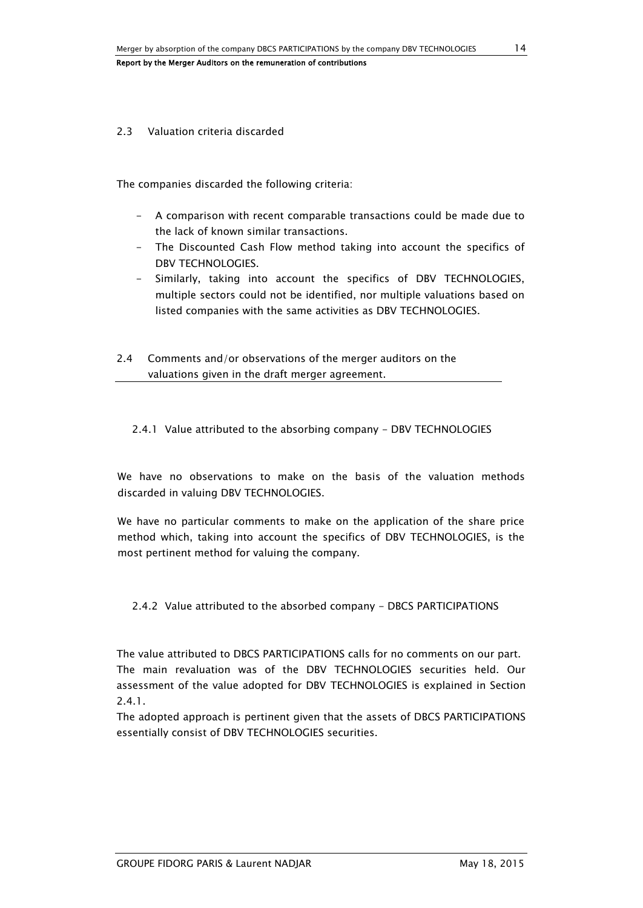### 2.3 Valuation criteria discarded

The companies discarded the following criteria:

- A comparison with recent comparable transactions could be made due to the lack of known similar transactions.
- The Discounted Cash Flow method taking into account the specifics of DBV TECHNOLOGIES.
- Similarly, taking into account the specifics of DBV TECHNOLOGIES, multiple sectors could not be identified, nor multiple valuations based on listed companies with the same activities as DBV TECHNOLOGIES.

### 2.4 Comments and/or observations of the merger auditors on the valuations given in the draft merger agreement.

#### 2.4.1 Value attributed to the absorbing company – DBV TECHNOLOGIES

We have no observations to make on the basis of the valuation methods discarded in valuing DBV TECHNOLOGIES.

We have no particular comments to make on the application of the share price method which, taking into account the specifics of DBV TECHNOLOGIES, is the most pertinent method for valuing the company.

#### 2.4.2 Value attributed to the absorbed company – DBCS PARTICIPATIONS

The value attributed to DBCS PARTICIPATIONS calls for no comments on our part. The main revaluation was of the DBV TECHNOLOGIES securities held. Our assessment of the value adopted for DBV TECHNOLOGIES is explained in Section 2.4.1.

The adopted approach is pertinent given that the assets of DBCS PARTICIPATIONS essentially consist of DBV TECHNOLOGIES securities.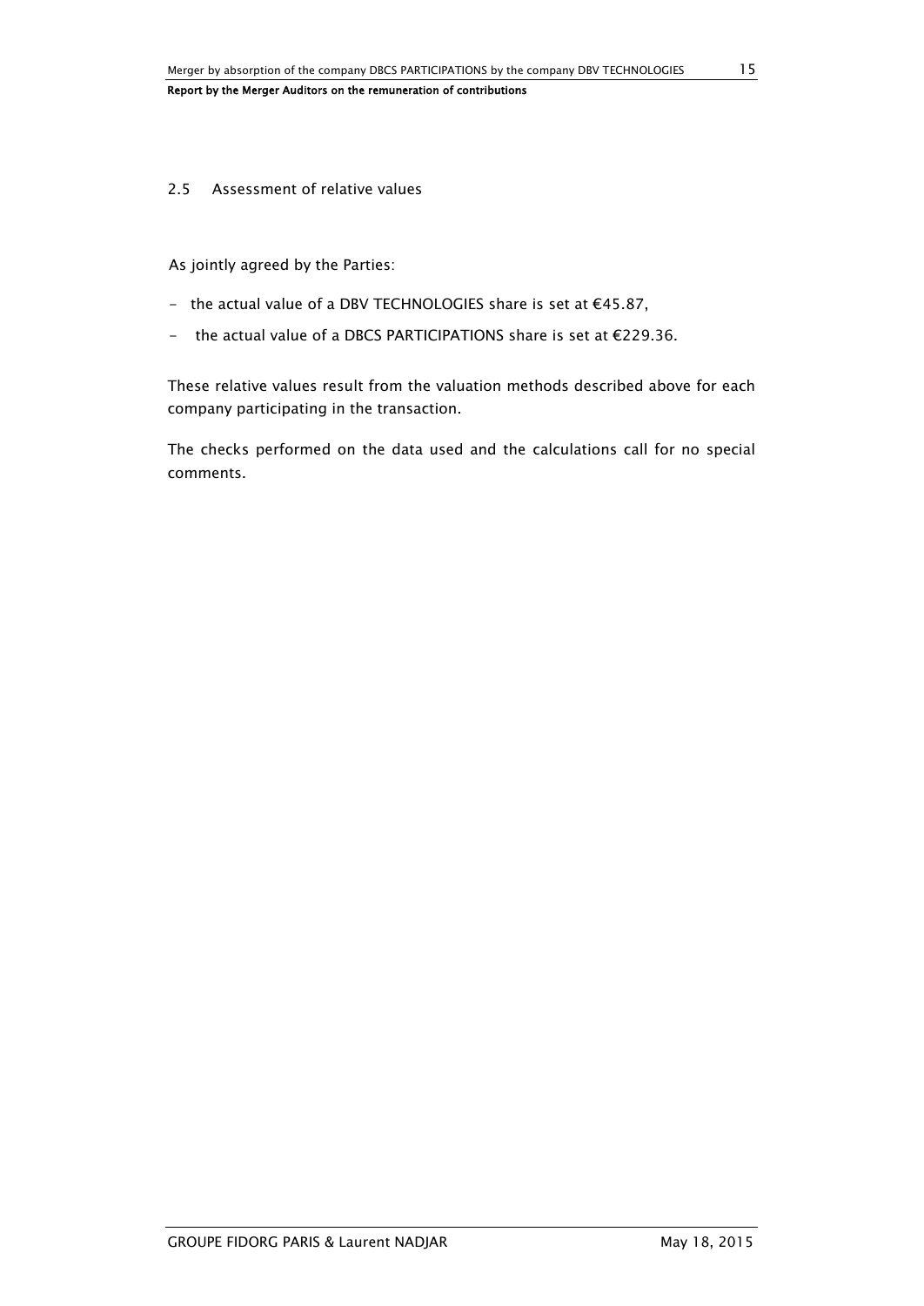## 2.5 Assessment of relative values

As jointly agreed by the Parties:

- the actual value of a DBV TECHNOLOGIES share is set at €45.87,
- the actual value of a DBCS PARTICIPATIONS share is set at €229.36.

These relative values result from the valuation methods described above for each company participating in the transaction.

The checks performed on the data used and the calculations call for no special comments.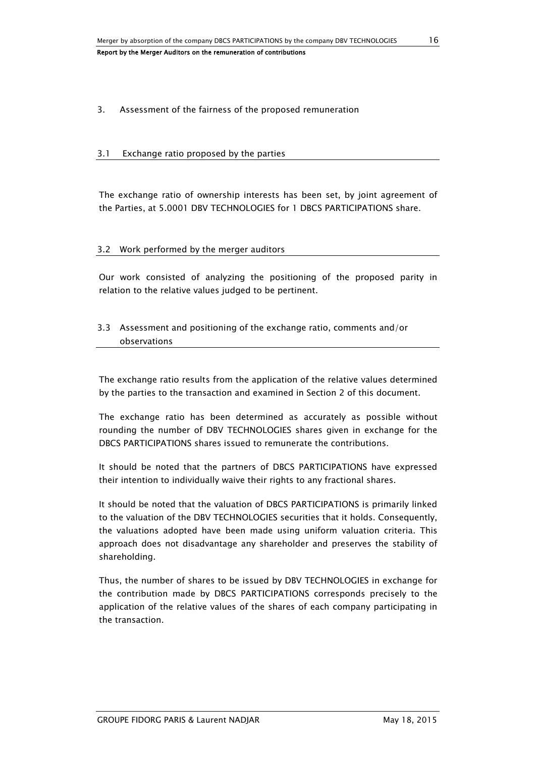## 3. Assessment of the fairness of the proposed remuneration

### 3.1 Exchange ratio proposed by the parties

The exchange ratio of ownership interests has been set, by joint agreement of the Parties, at 5.0001 DBV TECHNOLOGIES for 1 DBCS PARTICIPATIONS share.

### 3.2 Work performed by the merger auditors

Our work consisted of analyzing the positioning of the proposed parity in relation to the relative values judged to be pertinent.

### 3.3 Assessment and positioning of the exchange ratio, comments and/or observations

The exchange ratio results from the application of the relative values determined by the parties to the transaction and examined in Section 2 of this document.

The exchange ratio has been determined as accurately as possible without rounding the number of DBV TECHNOLOGIES shares given in exchange for the DBCS PARTICIPATIONS shares issued to remunerate the contributions.

It should be noted that the partners of DBCS PARTICIPATIONS have expressed their intention to individually waive their rights to any fractional shares.

It should be noted that the valuation of DBCS PARTICIPATIONS is primarily linked to the valuation of the DBV TECHNOLOGIES securities that it holds. Consequently, the valuations adopted have been made using uniform valuation criteria. This approach does not disadvantage any shareholder and preserves the stability of shareholding.

Thus, the number of shares to be issued by DBV TECHNOLOGIES in exchange for the contribution made by DBCS PARTICIPATIONS corresponds precisely to the application of the relative values of the shares of each company participating in the transaction.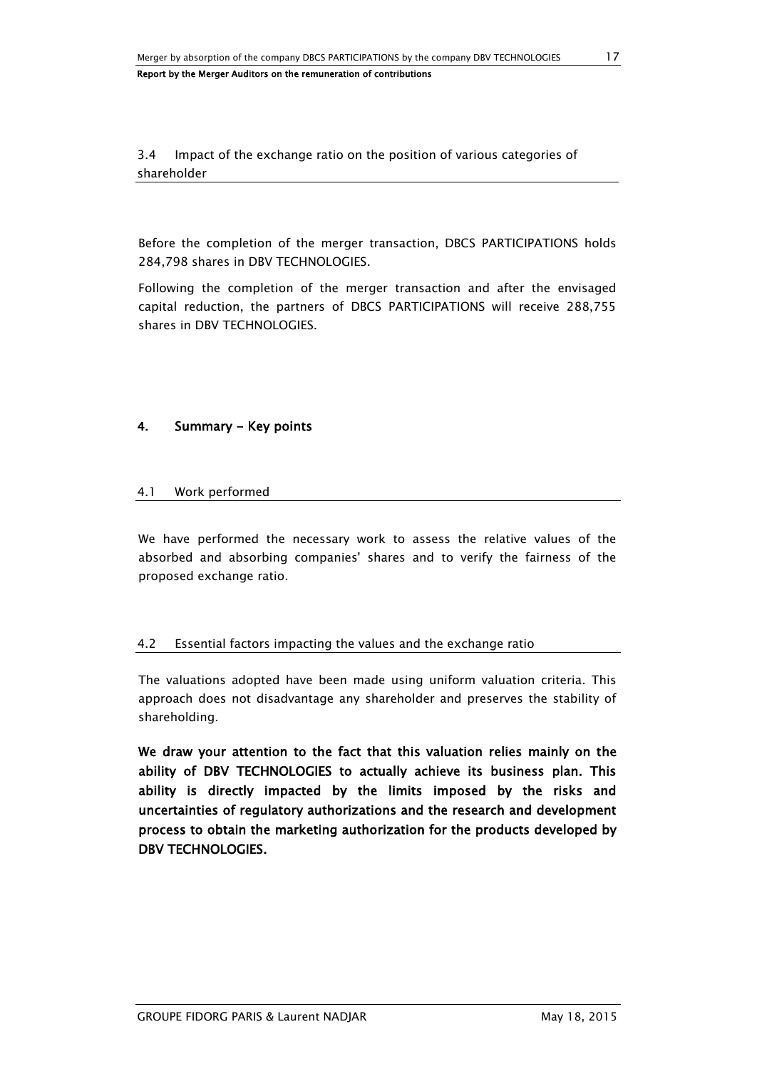### 3.4 Impact of the exchange ratio on the position of various categories of shareholder

Before the completion of the merger transaction, DBCS PARTICIPATIONS holds 284,798 shares in DBV TECHNOLOGIES.

Following the completion of the merger transaction and after the envisaged capital reduction, the partners of DBCS PARTICIPATIONS will receive 288,755 shares in DBV TECHNOLOGIES.

## 4. Summary - Key points

### 4.1 Work performed

We have performed the necessary work to assess the relative values of the absorbed and absorbing companies' shares and to verify the fairness of the proposed exchange ratio.

### 4.2 Essential factors impacting the values and the exchange ratio

The valuations adopted have been made using uniform valuation criteria. This approach does not disadvantage any shareholder and preserves the stability of shareholding.

**We draw your attention to the fact that this valuation relies mainly on the ability of DBV TECHNOLOGIES to actually achieve its business plan. This ability is directly impacted by the limits imposed by the risks and uncertainties of regulatory authorizations and the research and development process to obtain the marketing authorization for the products developed by DBV TECHNOLOGIES.**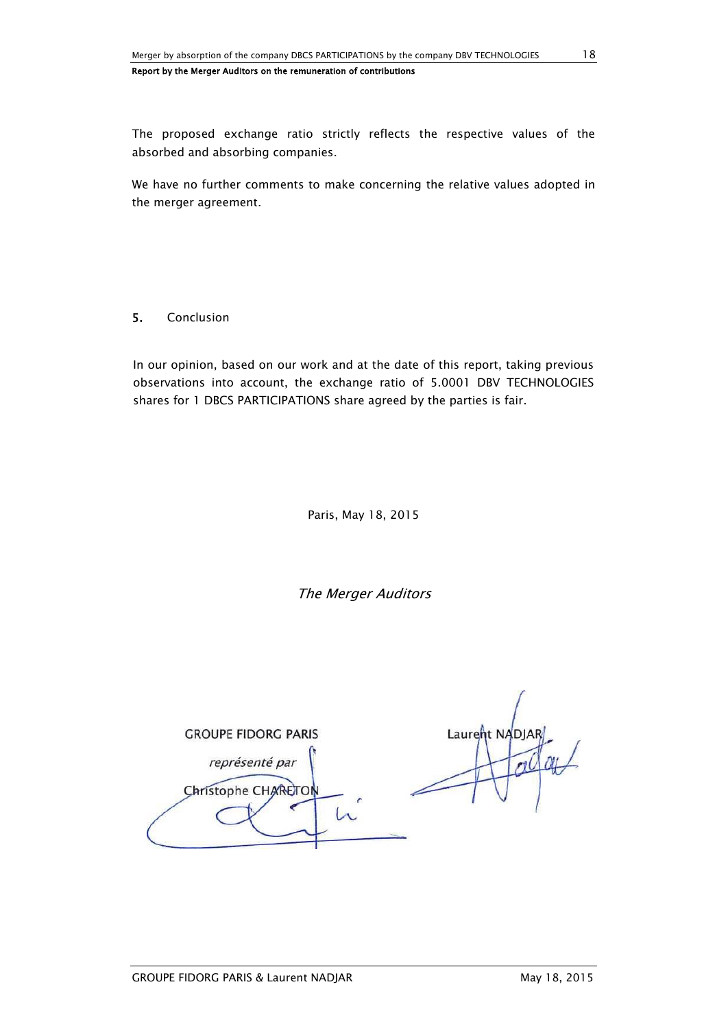The proposed exchange ratio strictly reflects the respective values of the absorbed and absorbing companies.

We have no further comments to make concerning the relative values adopted in the merger agreement.

## 5. Conclusion

In our opinion, based on our work and at the date of this report, taking previous observations into account, the exchange ratio of 5.0001 DBV TECHNOLOGIES shares for 1 DBCS PARTICIPATIONS share agreed by the parties is fair.

Paris, May 18, 2015

*The Merger Auditors*

GROUPE FIDORG PARIS

*représenté par*

Christophe CHARETON

Laurent NADJAR